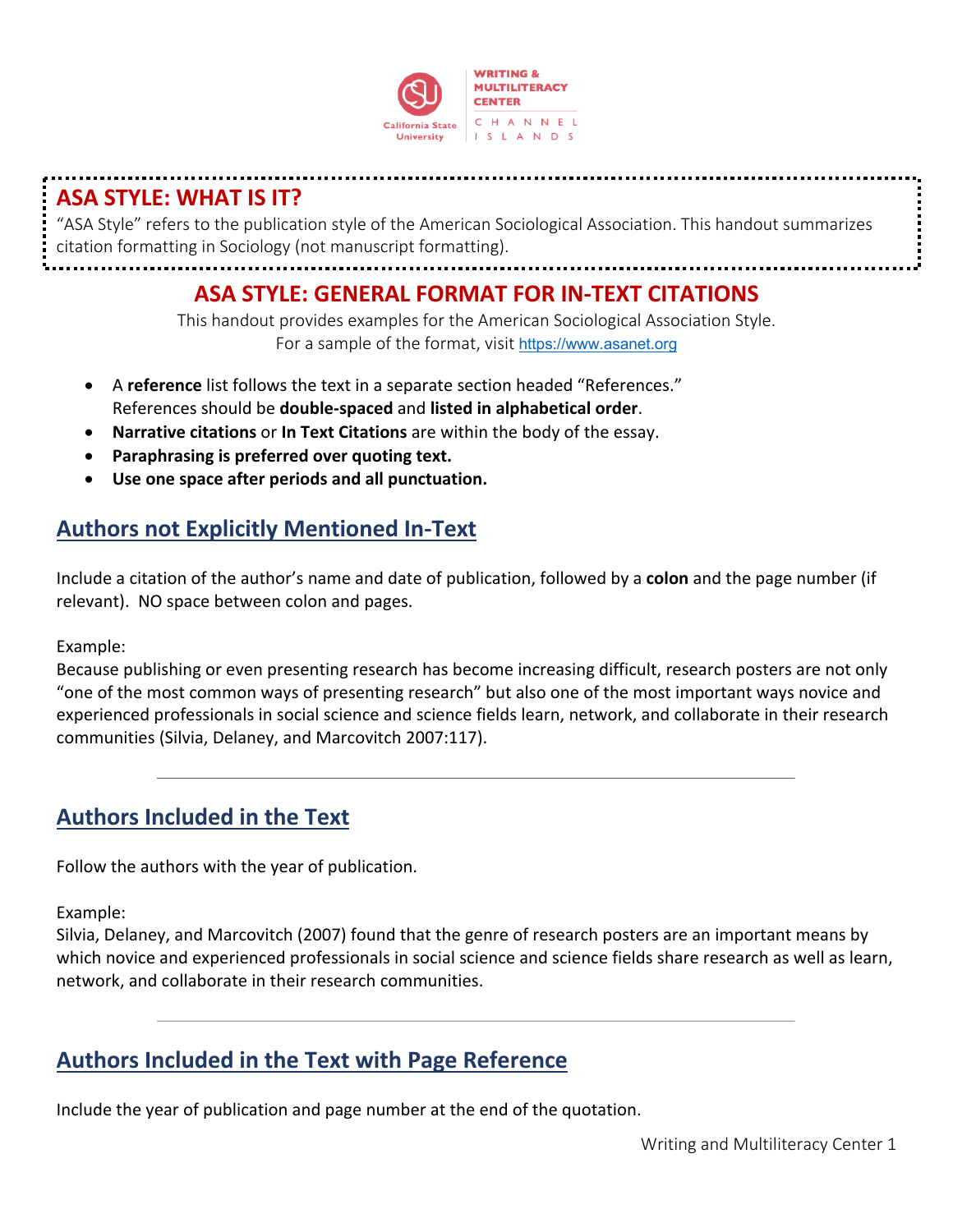## ASA STYLE: WHAT IS IT?

"ASA Style" refers to the publication style of the American Sociological Association. This handout summarizes citation formatting in Sociology (not manuscript formatting).

## ASA STYLE: GENERAL FORMAT FOR IN-TEXT CITATIONS

This handout provides examples for the American Sociological Association Style.
For a sample of the format, visit https://www.asanet.org

- A **reference** list follows the text in a separate section headed "References." References should be **double-spaced** and **listed in alphabetical order**.
- **Narrative citations** or **In Text Citations** are within the body of the essay.
- **Paraphrasing is preferred over quoting text.**
- **Use one space after periods and all punctuation.**

### Authors not Explicitly Mentioned In-Text

Include a citation of the author's name and date of publication, followed by a **colon** and the page number (if relevant). NO space between colon and pages.

Example:
Because publishing or even presenting research has become increasing difficult, research posters are not only "one of the most common ways of presenting research" but also one of the most important ways novice and experienced professionals in social science and science fields learn, network, and collaborate in their research communities (Silvia, Delaney, and Marcovitch 2007:117).

---

### Authors Included in the Text

Follow the authors with the year of publication.

Example:
Silvia, Delaney, and Marcovitch (2007) found that the genre of research posters are an important means by which novice and experienced professionals in social science and science fields share research as well as learn, network, and collaborate in their research communities.

---

### Authors Included in the Text with Page Reference

Include the year of publication and page number at the end of the quotation.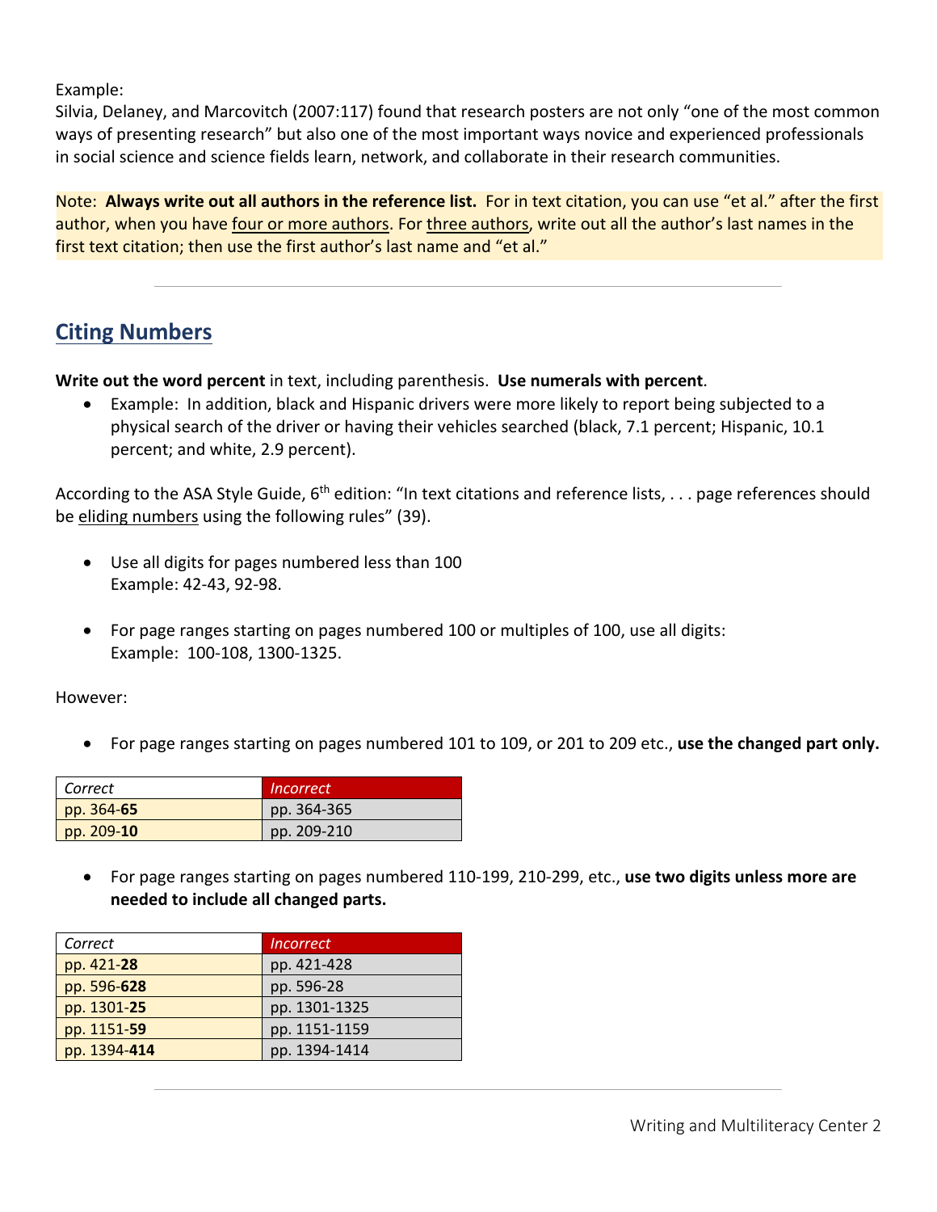Example:
Silvia, Delaney, and Marcovitch (2007:117) found that research posters are not only "one of the most common ways of presenting research" but also one of the most important ways novice and experienced professionals in social science and science fields learn, network, and collaborate in their research communities.

Note: **Always write out all authors in the reference list.** For in text citation, you can use "et al." after the first author, when you have four or more authors. For three authors, write out all the author's last names in the first text citation; then use the first author's last name and "et al."

---

## Citing Numbers

**Write out the word percent** in text, including parenthesis. **Use numerals with percent**.

- Example: In addition, black and Hispanic drivers were more likely to report being subjected to a physical search of the driver or having their vehicles searched (black, 7.1 percent; Hispanic, 10.1 percent; and white, 2.9 percent).

According to the ASA Style Guide, 6th edition: "In text citations and reference lists, . . . page references should be eliding numbers using the following rules" (39).

- Use all digits for pages numbered less than 100
  Example: 42-43, 92-98.

- For page ranges starting on pages numbered 100 or multiples of 100, use all digits:
  Example: 100-108, 1300-1325.

However:

- For page ranges starting on pages numbered 101 to 109, or 201 to 209 etc., **use the changed part only.**

| *Correct* | *Incorrect* |
|---|---|
| pp. 364-**65** | pp. 364-365 |
| pp. 209-**10** | pp. 209-210 |

- For page ranges starting on pages numbered 110-199, 210-299, etc., **use two digits unless more are needed to include all changed parts.**

| *Correct* | *Incorrect* |
|---|---|
| pp. 421-**28** | pp. 421-428 |
| pp. 596-**628** | pp. 596-28 |
| pp. 1301-**25** | pp. 1301-1325 |
| pp. 1151-**59** | pp. 1151-1159 |
| pp. 1394-**414** | pp. 1394-1414 |

---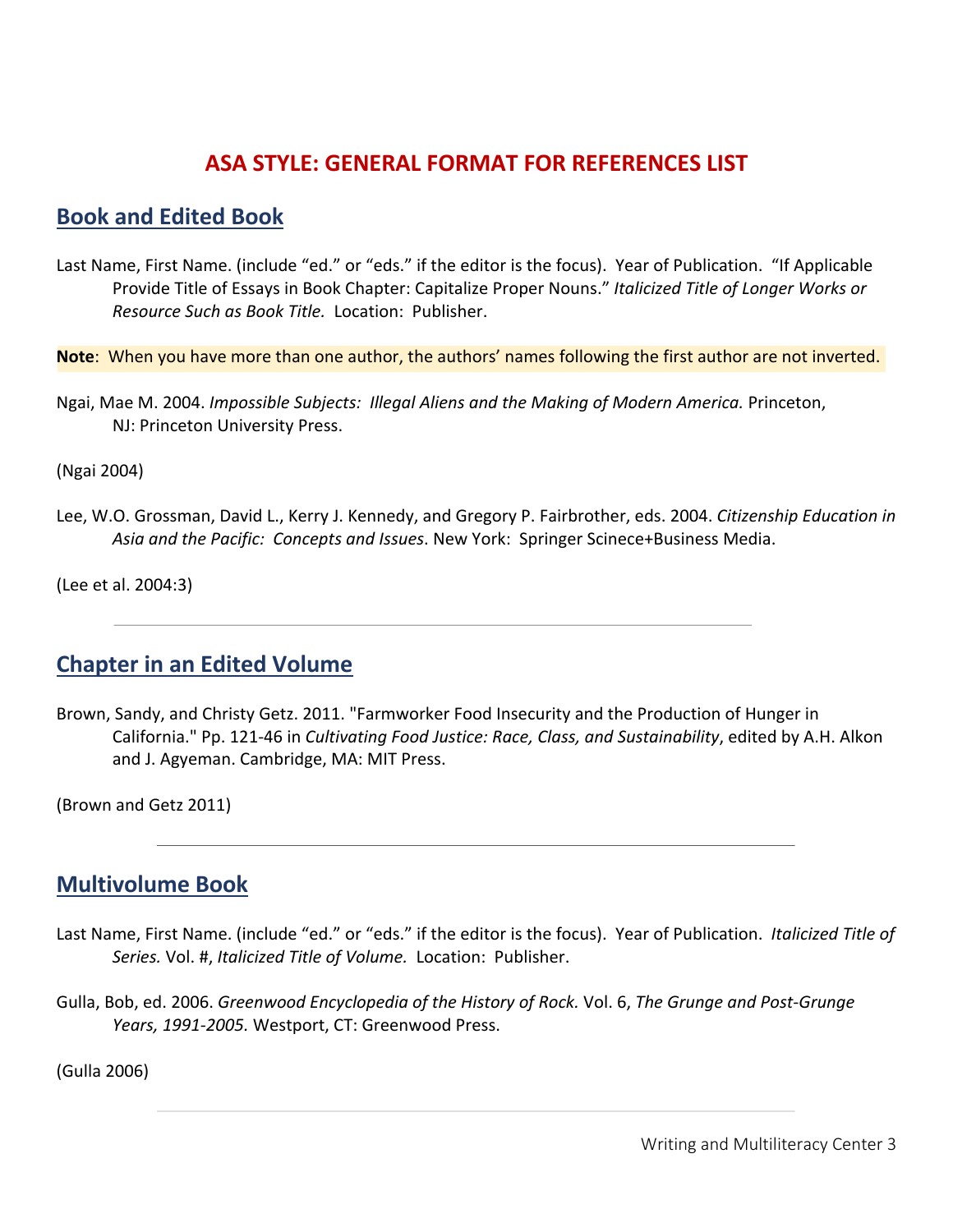# ASA STYLE: GENERAL FORMAT FOR REFERENCES LIST

## Book and Edited Book

Last Name, First Name. (include "ed." or "eds." if the editor is the focus). Year of Publication. "If Applicable Provide Title of Essays in Book Chapter: Capitalize Proper Nouns." *Italicized Title of Longer Works or Resource Such as Book Title.* Location: Publisher.

**Note**: When you have more than one author, the authors' names following the first author are not inverted.

Ngai, Mae M. 2004. *Impossible Subjects: Illegal Aliens and the Making of Modern America.* Princeton, NJ: Princeton University Press.

(Ngai 2004)

Lee, W.O. Grossman, David L., Kerry J. Kennedy, and Gregory P. Fairbrother, eds. 2004. *Citizenship Education in Asia and the Pacific: Concepts and Issues*. New York: Springer Scinece+Business Media.

(Lee et al. 2004:3)

---

## Chapter in an Edited Volume

Brown, Sandy, and Christy Getz. 2011. "Farmworker Food Insecurity and the Production of Hunger in California." Pp. 121-46 in *Cultivating Food Justice: Race, Class, and Sustainability*, edited by A.H. Alkon and J. Agyeman. Cambridge, MA: MIT Press.

(Brown and Getz 2011)

---

## Multivolume Book

Last Name, First Name. (include "ed." or "eds." if the editor is the focus). Year of Publication. *Italicized Title of Series.* Vol. #, *Italicized Title of Volume.* Location: Publisher.

Gulla, Bob, ed. 2006. *Greenwood Encyclopedia of the History of Rock.* Vol. 6, *The Grunge and Post-Grunge Years, 1991-2005.* Westport, CT: Greenwood Press.

(Gulla 2006)

---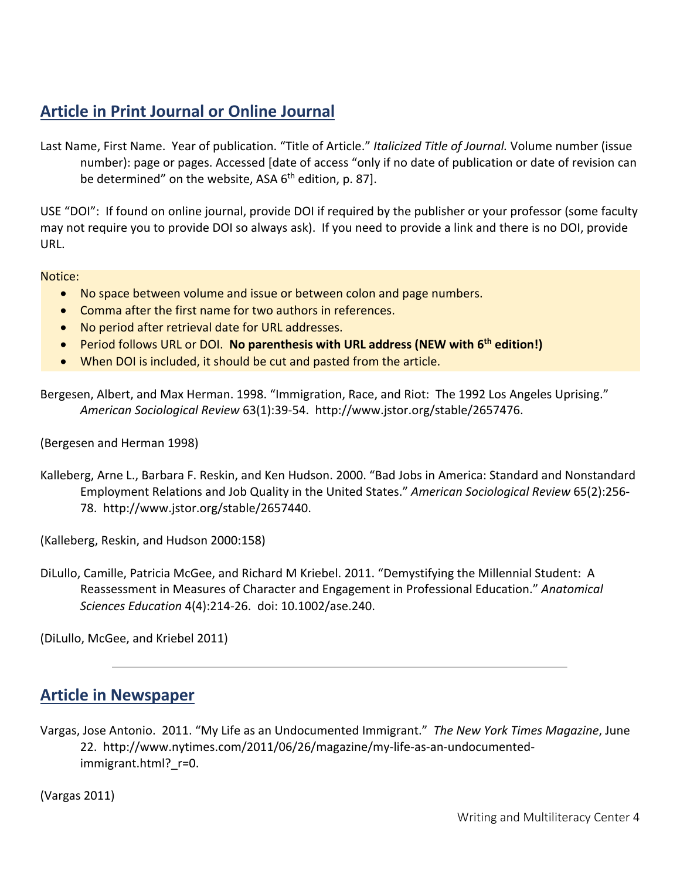## Article in Print Journal or Online Journal

Last Name, First Name. Year of publication. "Title of Article." *Italicized Title of Journal.* Volume number (issue number): page or pages. Accessed [date of access "only if no date of publication or date of revision can be determined" on the website, ASA 6th edition, p. 87].

USE "DOI": If found on online journal, provide DOI if required by the publisher or your professor (some faculty may not require you to provide DOI so always ask). If you need to provide a link and there is no DOI, provide URL.

Notice:

- No space between volume and issue or between colon and page numbers.
- Comma after the first name for two authors in references.
- No period after retrieval date for URL addresses.
- Period follows URL or DOI. **No parenthesis with URL address (NEW with 6th edition!)**
- When DOI is included, it should be cut and pasted from the article.

Bergesen, Albert, and Max Herman. 1998. "Immigration, Race, and Riot: The 1992 Los Angeles Uprising." *American Sociological Review* 63(1):39-54. http://www.jstor.org/stable/2657476.

(Bergesen and Herman 1998)

Kalleberg, Arne L., Barbara F. Reskin, and Ken Hudson. 2000. "Bad Jobs in America: Standard and Nonstandard Employment Relations and Job Quality in the United States." *American Sociological Review* 65(2):256-78. http://www.jstor.org/stable/2657440.

(Kalleberg, Reskin, and Hudson 2000:158)

DiLullo, Camille, Patricia McGee, and Richard M Kriebel. 2011. "Demystifying the Millennial Student: A Reassessment in Measures of Character and Engagement in Professional Education." *Anatomical Sciences Education* 4(4):214-26. doi: 10.1002/ase.240.

(DiLullo, McGee, and Kriebel 2011)

---

## Article in Newspaper

Vargas, Jose Antonio. 2011. "My Life as an Undocumented Immigrant." *The New York Times Magazine*, June 22. http://www.nytimes.com/2011/06/26/magazine/my-life-as-an-undocumented-immigrant.html?_r=0.

(Vargas 2011)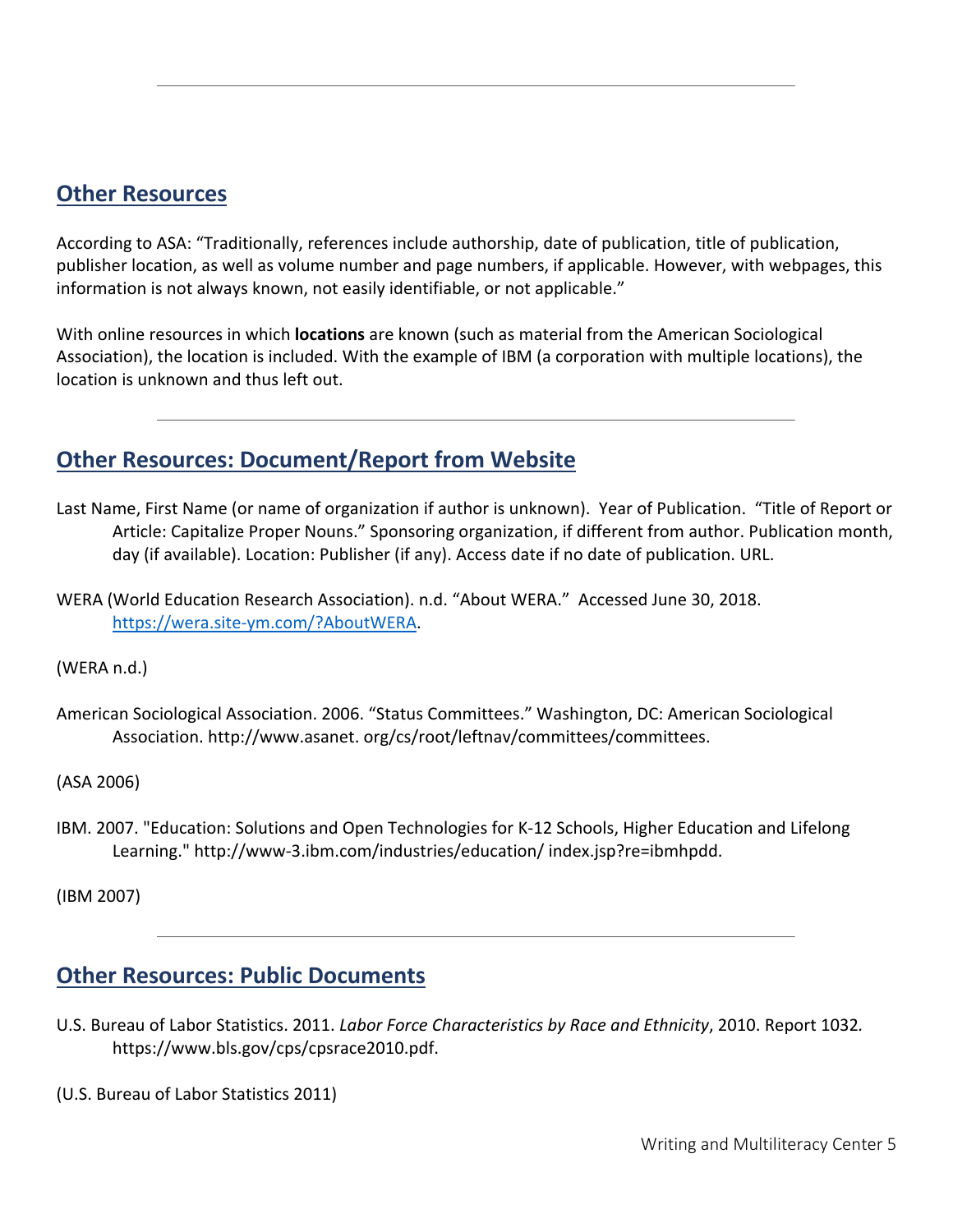## Other Resources

According to ASA: "Traditionally, references include authorship, date of publication, title of publication, publisher location, as well as volume number and page numbers, if applicable. However, with webpages, this information is not always known, not easily identifiable, or not applicable."

With online resources in which **locations** are known (such as material from the American Sociological Association), the location is included. With the example of IBM (a corporation with multiple locations), the location is unknown and thus left out.

---

## Other Resources: Document/Report from Website

Last Name, First Name (or name of organization if author is unknown). Year of Publication. "Title of Report or Article: Capitalize Proper Nouns." Sponsoring organization, if different from author. Publication month, day (if available). Location: Publisher (if any). Access date if no date of publication. URL.

WERA (World Education Research Association). n.d. "About WERA." Accessed June 30, 2018. https://wera.site-ym.com/?AboutWERA.

(WERA n.d.)

American Sociological Association. 2006. "Status Committees." Washington, DC: American Sociological Association. http://www.asanet. org/cs/root/leftnav/committees/committees.

(ASA 2006)

IBM. 2007. "Education: Solutions and Open Technologies for K-12 Schools, Higher Education and Lifelong Learning." http://www-3.ibm.com/industries/education/ index.jsp?re=ibmhpdd.

(IBM 2007)

---

## Other Resources: Public Documents

U.S. Bureau of Labor Statistics. 2011. *Labor Force Characteristics by Race and Ethnicity*, 2010. Report 1032. https://www.bls.gov/cps/cpsrace2010.pdf.

(U.S. Bureau of Labor Statistics 2011)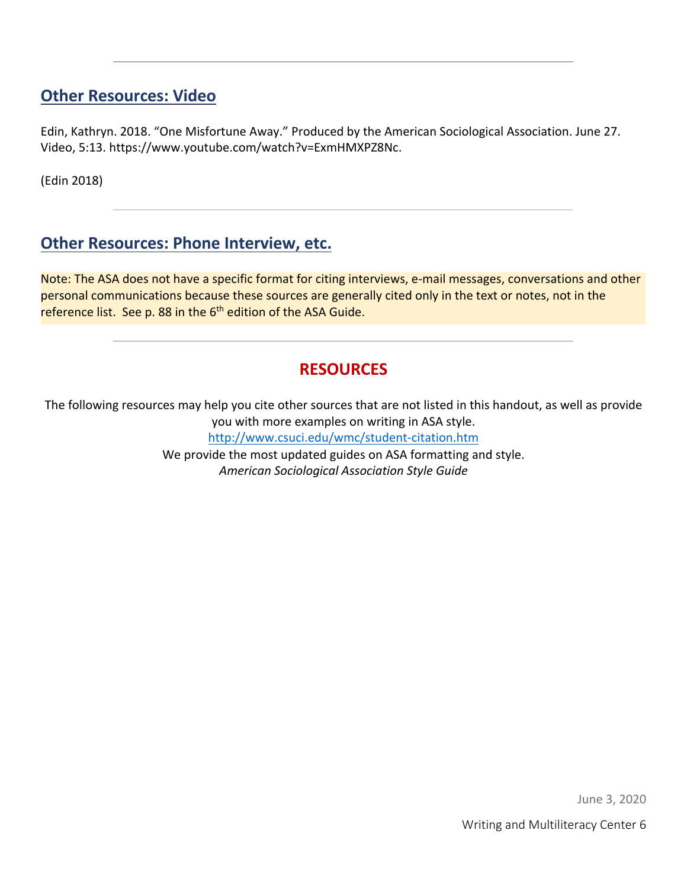## Other Resources: Video

Edin, Kathryn. 2018. "One Misfortune Away." Produced by the American Sociological Association. June 27. Video, 5:13. https://www.youtube.com/watch?v=ExmHMXPZ8Nc.

(Edin 2018)

## Other Resources: Phone Interview, etc.

Note: The ASA does not have a specific format for citing interviews, e-mail messages, conversations and other personal communications because these sources are generally cited only in the text or notes, not in the reference list. See p. 88 in the 6th edition of the ASA Guide.

## RESOURCES

The following resources may help you cite other sources that are not listed in this handout, as well as provide you with more examples on writing in ASA style.

http://www.csuci.edu/wmc/student-citation.htm

We provide the most updated guides on ASA formatting and style.

*American Sociological Association Style Guide*

June 3, 2020